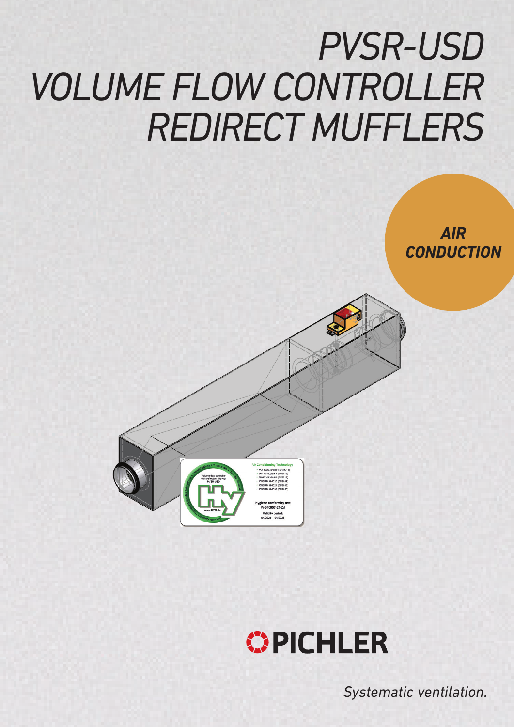# PVSR-USD VOLUME FLOW CONTROLLER REDIRECT MUFFLERS

**AIR CONDUCTION**

PICHLER

*Systematic ventilation.*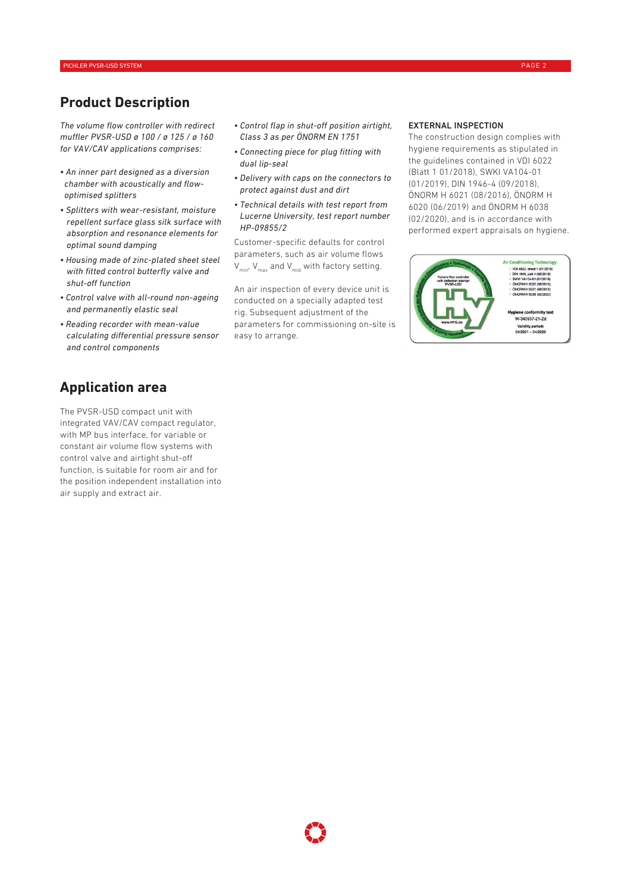## Product Description

*The volume flow controller with redirect muffler PVSR-USD ø 100 / ø 125 / ø 160 for VAV/CAV applications comprises:*

- *An inner part designed as a diversion chamber with acoustically and flow-optimised splitters*
- *Splitters with wear-resistant, moisture repellent surface glass silk surface with absorption and resonance elements for optimal sound damping*
- *Housing made of zinc-plated sheet steel with fitted control butterfly valve and shut-off function*
- *Control valve with all-round non-ageing and permanently elastic seal*
- *Reading recorder with mean-value calculating differential pressure sensor and control components*
- *Control flap in shut-off position airtight, Class 3 as per ÖNORM EN 1751*
- *Connecting piece for plug fitting with dual lip-seal*
- *Delivery with caps on the connectors to protect against dust and dirt*
- *Technical details with test report from Lucerne University, test report number HP-09855/2*

Customer-specific defaults for control parameters, such as air volume flows $V_{min}$, $V_{max}$ and $V_{mid}$ with factory setting.

An air inspection of every device unit is conducted on a specially adapted test rig. Subsequent adjustment of the parameters for commissioning on-site is easy to arrange.

**EXTERNAL INSPECTION**

The construction design complies with hygiene requirements as stipulated in the guidelines contained in VDI 6022 (Blatt 1 01/2018), SWKI VA104-01 (01/2019), DIN 1946-4 (09/2018), ÖNORM H 6021 (08/2016), ÖNORM H 6020 (06/2019) and ÖNORM H 6038 (02/2020), and is in accordance with performed expert appraisals on hygiene.

## Application area

The PVSR-USD compact unit with integrated VAV/CAV compact regulator, with MP bus interface, for variable or constant air volume flow systems with control valve and airtight shut-off function, is suitable for room air and for the position independent installation into air supply and extract air.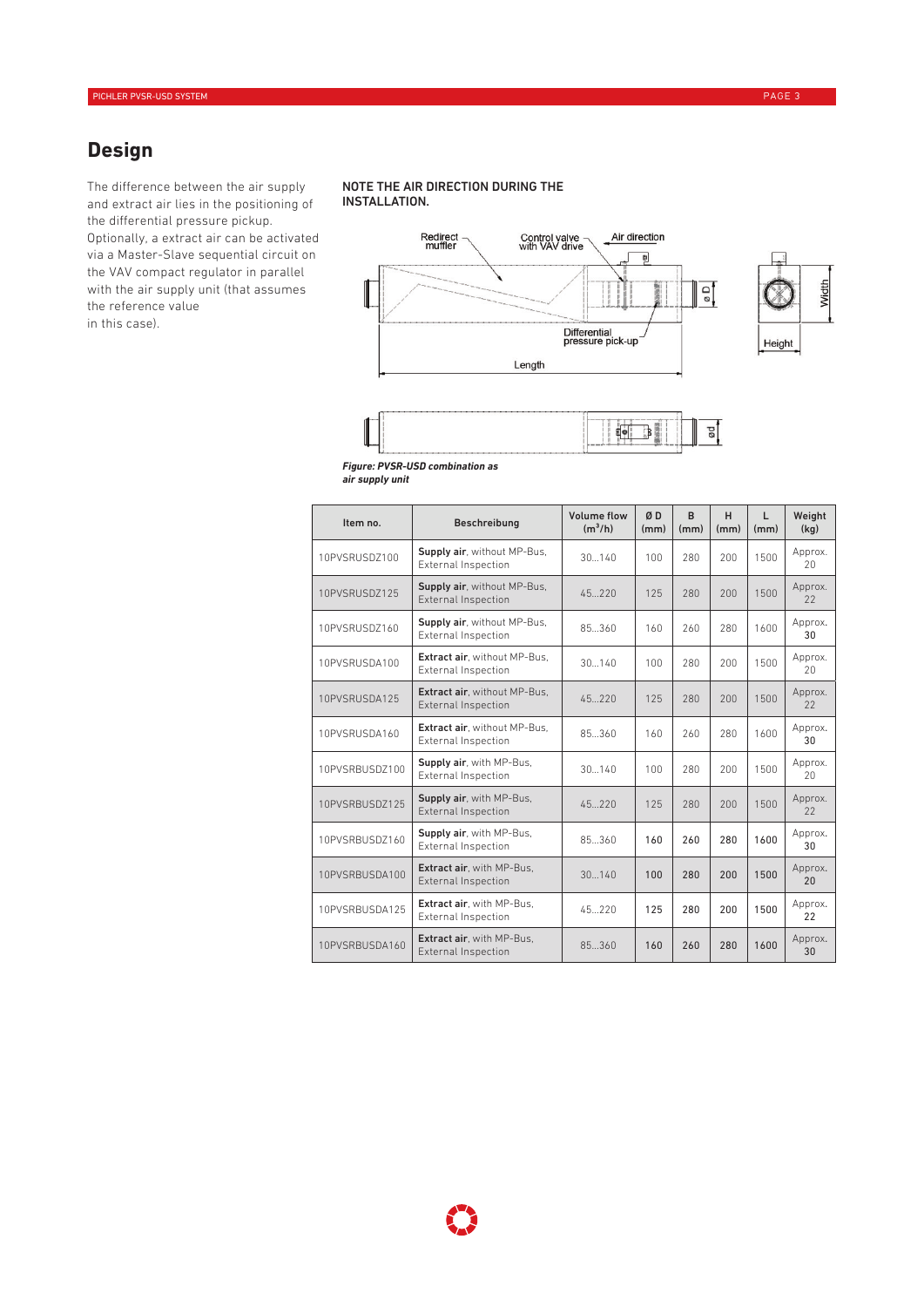# Design

The difference between the air supply and extract air lies in the positioning of the differential pressure pickup. Optionally, a extract air can be activated via a Master-Slave sequential circuit on the VAV compact regulator in parallel with the air supply unit (that assumes the reference value in this case).

**NOTE THE AIR DIRECTION DURING THE INSTALLATION.**

***Figure: PVSR-USD combination as air supply unit***

| Item no. | Beschreibung | Volume flow ($m^3/h$) | Ø D (mm) | B (mm) | H (mm) | L (mm) | Weight (kg) |
|---|---|---|---|---|---|---|---|
| 10PVSRUSDZ100 | **Supply air**, without MP-Bus, External Inspection | 30...140 | 100 | 280 | 200 | 1500 | Approx. 20 |
| 10PVSRUSDZ125 | **Supply air**, without MP-Bus, External Inspection | 45...220 | 125 | 280 | 200 | 1500 | Approx. 22 |
| 10PVSRUSDZ160 | **Supply air**, without MP-Bus, External Inspection | 85...360 | 160 | 260 | 280 | 1600 | Approx. 30 |
| 10PVSRUSDA100 | **Extract air**, without MP-Bus, External Inspection | 30...140 | 100 | 280 | 200 | 1500 | Approx. 20 |
| 10PVSRUSDA125 | **Extract air**, without MP-Bus, External Inspection | 45...220 | 125 | 280 | 200 | 1500 | Approx. 22 |
| 10PVSRUSDA160 | **Extract air**, without MP-Bus, External Inspection | 85...360 | 160 | 260 | 280 | 1600 | Approx. 30 |
| 10PVSRBUSDZ100 | **Supply air**, with MP-Bus, External Inspection | 30...140 | 100 | 280 | 200 | 1500 | Approx. 20 |
| 10PVSRBUSDZ125 | **Supply air**, with MP-Bus, External Inspection | 45...220 | 125 | 280 | 200 | 1500 | Approx. 22 |
| 10PVSRBUSDZ160 | **Supply air**, with MP-Bus, External Inspection | 85...360 | 160 | 260 | 280 | 1600 | Approx. 30 |
| 10PVSRBUSDA100 | **Extract air**, with MP-Bus, External Inspection | 30...140 | 100 | 280 | 200 | 1500 | Approx. 20 |
| 10PVSRBUSDA125 | **Extract air**, with MP-Bus, External Inspection | 45...220 | 125 | 280 | 200 | 1500 | Approx. 22 |
| 10PVSRBUSDA160 | **Extract air**, with MP-Bus, External Inspection | 85...360 | 160 | 260 | 280 | 1600 | Approx. 30 |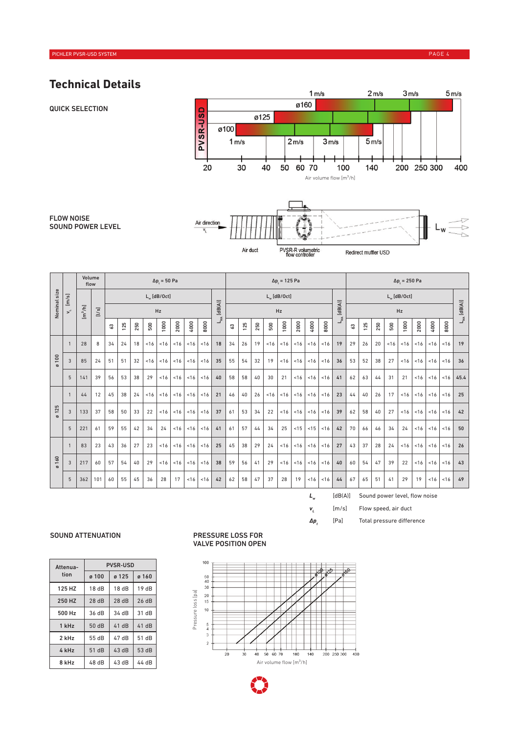# Technical Details

## QUICK SELECTION

## FLOW NOISE SOUND POWER LEVEL

| Nominal size | $v_L$ [m/s] | Volume flow [m³/h] | Volume flow [l/s] | Δp_t = 50 Pa, $L_w$ [dB/Oct] Hz 63 | 125 | 250 | 500 | 1000 | 2000 | 4000 | 8000 | $L_{WA}$ [dB(A)] | Δp_t = 125 Pa, $L_w$ [dB/Oct] Hz 63 | 125 | 250 | 500 | 1000 | 2000 | 4000 | 8000 | $L_{WA}$ [dB(A)] | Δp_t = 250 Pa, $L_w$ [dB/Oct] Hz 63 | 125 | 250 | 500 | 1000 | 2000 | 4000 | 8000 | $L_{WA}$ [dB(A)] |
|---|---|---|---|---|---|---|---|---|---|---|---|---|---|---|---|---|---|---|---|---|---|---|---|---|---|---|---|---|---|---|
| ø 100 | 1 | 28 | 8 | 34 | 24 | 18 | <16 | <16 | <16 | <16 | <16 | 18 | 34 | 26 | 19 | <16 | <16 | <16 | <16 | <16 | 19 | 29 | 26 | 20 | <16 | <16 | <16 | <16 | <16 | 19 |
| | 3 | 85 | 24 | 51 | 51 | 32 | <16 | <16 | <16 | <16 | <16 | 35 | 55 | 54 | 32 | 19 | <16 | <16 | <16 | <16 | 36 | 53 | 52 | 38 | 27 | <16 | <16 | <16 | <16 | 36 |
| | 5 | 141 | 39 | 56 | 53 | 38 | 29 | <16 | <16 | <16 | <16 | 40 | 58 | 58 | 40 | 30 | 21 | <16 | <16 | <16 | 41 | 62 | 63 | 44 | 31 | 21 | <16 | <16 | <16 | 45.4 |
| ø 125 | 1 | 44 | 12 | 45 | 38 | 24 | <16 | <16 | <16 | <16 | <16 | 21 | 46 | 40 | 26 | <16 | <16 | <16 | <16 | <16 | 23 | 44 | 40 | 26 | 17 | <16 | <16 | <16 | <16 | 25 |
| | 3 | 133 | 37 | 58 | 50 | 33 | 22 | <16 | <16 | <16 | <16 | 37 | 61 | 53 | 34 | 22 | <16 | <16 | <16 | <16 | 39 | 62 | 58 | 40 | 27 | <16 | <16 | <16 | <16 | 42 |
| | 5 | 221 | 61 | 59 | 55 | 42 | 34 | 24 | <16 | <16 | <16 | 41 | 61 | 57 | 44 | 34 | 25 | <15 | <15 | <16 | 42 | 70 | 66 | 46 | 34 | 24 | <16 | <16 | <16 | 50 |
| ø 160 | 1 | 83 | 23 | 43 | 36 | 27 | 23 | <16 | <16 | <16 | <16 | 25 | 45 | 38 | 29 | 24 | <16 | <16 | <16 | <16 | 27 | 43 | 37 | 28 | 24 | <16 | <16 | <16 | <16 | 26 |
| | 3 | 217 | 60 | 57 | 54 | 40 | 29 | <16 | <16 | <16 | <16 | 38 | 59 | 56 | 41 | 29 | <16 | <16 | <16 | <16 | 40 | 60 | 54 | 47 | 39 | 22 | <16 | <16 | <16 | 43 |
| | 5 | 362 | 101 | 60 | 55 | 45 | 36 | 28 | 17 | <16 | <16 | 42 | 62 | 58 | 47 | 37 | 28 | 19 | <16 | <16 | 44 | 67 | 65 | 51 | 41 | 29 | 19 | <16 | <16 | 49 |

$L_w$ [dB(A)] Sound power level, flow noise

$v_L$ [m/s] Flow speed, air duct

$\Delta p_t$ [Pa] Total pressure difference

## SOUND ATTENUATION

| Attenuation | PVSR-USD ø 100 | ø 125 | ø 160 |
|---|---|---|---|
| 125 HZ | 18 dB | 18 dB | 19 dB |
| 250 HZ | 28 dB | 28 dB | 26 dB |
| 500 Hz | 36 dB | 34 dB | 31 dB |
| 1 kHz | 50 dB | 41 dB | 41 dB |
| 2 kHz | 55 dB | 47 dB | 51 dB |
| 4 kHz | 51 dB | 43 dB | 53 dB |
| 8 kHz | 48 dB | 43 dB | 44 dB |

## PRESSURE LOSS FOR VALVE POSITION OPEN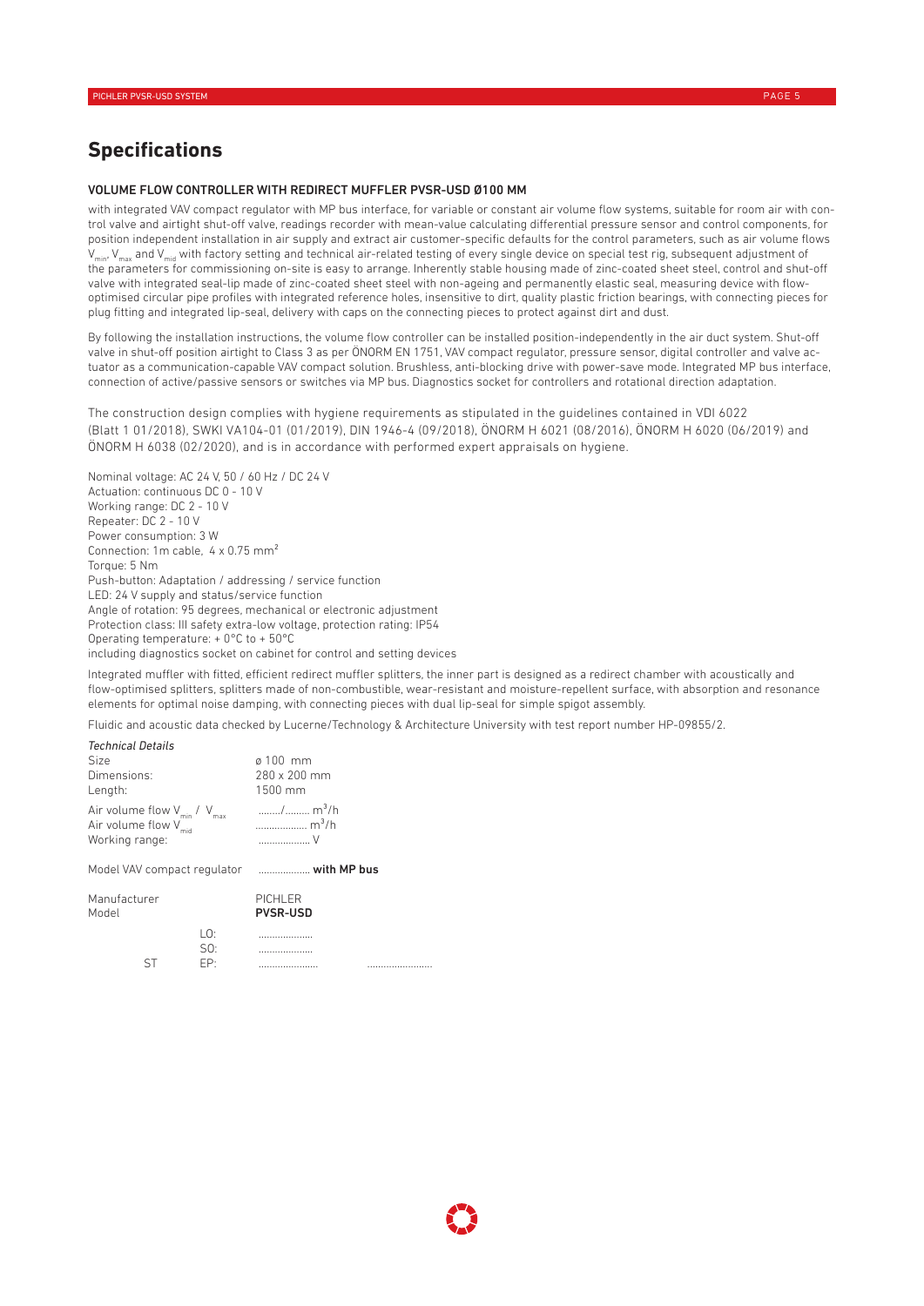# Specifications

### VOLUME FLOW CONTROLLER WITH REDIRECT MUFFLER PVSR-USD Ø100 MM

with integrated VAV compact regulator with MP bus interface, for variable or constant air volume flow systems, suitable for room air with control valve and airtight shut-off valve, readings recorder with mean-value calculating differential pressure sensor and control components, for position independent installation in air supply and extract air customer-specific defaults for the control parameters, such as air volume flows $V_{min}$, $V_{max}$ and $V_{mid}$ with factory setting and technical air-related testing of every single device on special test rig, subsequent adjustment of the parameters for commissioning on-site is easy to arrange. Inherently stable housing made of zinc-coated sheet steel, control and shut-off valve with integrated seal-lip made of zinc-coated sheet steel with non-ageing and permanently elastic seal, measuring device with flow-optimised circular pipe profiles with integrated reference holes, insensitive to dirt, quality plastic friction bearings, with connecting pieces for plug fitting and integrated lip-seal, delivery with caps on the connecting pieces to protect against dirt and dust.

By following the installation instructions, the volume flow controller can be installed position-independently in the air duct system. Shut-off valve in shut-off position airtight to Class 3 as per ÖNORM EN 1751, VAV compact regulator, pressure sensor, digital controller and valve actuator as a communication-capable VAV compact solution. Brushless, anti-blocking drive with power-save mode. Integrated MP bus interface, connection of active/passive sensors or switches via MP bus. Diagnostics socket for controllers and rotational direction adaptation.

The construction design complies with hygiene requirements as stipulated in the guidelines contained in VDI 6022 (Blatt 1 01/2018), SWKI VA104-01 (01/2019), DIN 1946-4 (09/2018), ÖNORM H 6021 (08/2016), ÖNORM H 6020 (06/2019) and ÖNORM H 6038 (02/2020), and is in accordance with performed expert appraisals on hygiene.

Nominal voltage: AC 24 V, 50 / 60 Hz / DC 24 V
Actuation: continuous DC 0 - 10 V
Working range: DC 2 - 10 V
Repeater: DC 2 - 10 V
Power consumption: 3 W
Connection: 1m cable, 4 x 0.75 mm²
Torque: 5 Nm
Push-button: Adaptation / addressing / service function
LED: 24 V supply and status/service function
Angle of rotation: 95 degrees, mechanical or electronic adjustment
Protection class: III safety extra-low voltage, protection rating: IP54
Operating temperature: + 0°C to + 50°C
including diagnostics socket on cabinet for control and setting devices

Integrated muffler with fitted, efficient redirect muffler splitters, the inner part is designed as a redirect chamber with acoustically and flow-optimised splitters, splitters made of non-combustible, wear-resistant and moisture-repellent surface, with absorption and resonance elements for optimal noise damping, with connecting pieces with dual lip-seal for simple spigot assembly.

Fluidic and acoustic data checked by Lucerne/Technology & Architecture University with test report number HP-09855/2.

*Technical Details*

| | |
|---|---|
| Size | ø 100 mm |
| Dimensions: | 280 x 200 mm |
| Length: | 1500 mm |
| Air volume flow $V_{min}$ / $V_{max}$ | ......../......... m³/h |
| Air volume flow $V_{mid}$ | .................. m³/h |
| Working range: | .................. V |
| Model VAV compact regulator | .................. **with MP bus** |
| Manufacturer | PICHLER |
| Model | **PVSR-USD** |

| | | | |
|---|---|---|---|
| | LO: | .................... | |
| | SO: | .................... | |
| ST | EP: | ..................... | ........................ |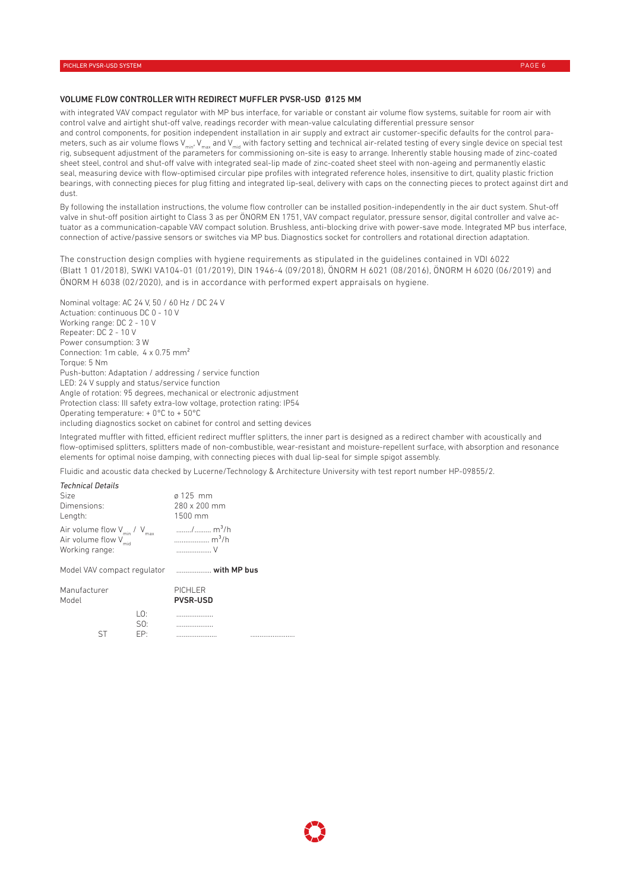## VOLUME FLOW CONTROLLER WITH REDIRECT MUFFLER PVSR-USD Ø125 MM

with integrated VAV compact regulator with MP bus interface, for variable or constant air volume flow systems, suitable for room air with control valve and airtight shut-off valve, readings recorder with mean-value calculating differential pressure sensor
and control components, for position independent installation in air supply and extract air customer-specific defaults for the control parameters, such as air volume flows $V_{min}$, $V_{max}$ and $V_{mid}$ with factory setting and technical air-related testing of every single device on special test rig, subsequent adjustment of the parameters for commissioning on-site is easy to arrange. Inherently stable housing made of zinc-coated sheet steel, control and shut-off valve with integrated seal-lip made of zinc-coated sheet steel with non-ageing and permanently elastic seal, measuring device with flow-optimised circular pipe profiles with integrated reference holes, insensitive to dirt, quality plastic friction bearings, with connecting pieces for plug fitting and integrated lip-seal, delivery with caps on the connecting pieces to protect against dirt and dust.

By following the installation instructions, the volume flow controller can be installed position-independently in the air duct system. Shut-off valve in shut-off position airtight to Class 3 as per ÖNORM EN 1751, VAV compact regulator, pressure sensor, digital controller and valve actuator as a communication-capable VAV compact solution. Brushless, anti-blocking drive with power-save mode. Integrated MP bus interface, connection of active/passive sensors or switches via MP bus. Diagnostics socket for controllers and rotational direction adaptation.

The construction design complies with hygiene requirements as stipulated in the guidelines contained in VDI 6022 (Blatt 1 01/2018), SWKI VA104-01 (01/2019), DIN 1946-4 (09/2018), ÖNORM H 6021 (08/2016), ÖNORM H 6020 (06/2019) and ÖNORM H 6038 (02/2020), and is in accordance with performed expert appraisals on hygiene.

Nominal voltage: AC 24 V, 50 / 60 Hz / DC 24 V
Actuation: continuous DC 0 - 10 V
Working range: DC 2 - 10 V
Repeater: DC 2 - 10 V
Power consumption: 3 W
Connection: 1m cable, 4 x 0.75 mm²
Torque: 5 Nm
Push-button: Adaptation / addressing / service function
LED: 24 V supply and status/service function
Angle of rotation: 95 degrees, mechanical or electronic adjustment
Protection class: III safety extra-low voltage, protection rating: IP54
Operating temperature: + 0°C to + 50°C
including diagnostics socket on cabinet for control and setting devices

Integrated muffler with fitted, efficient redirect muffler splitters, the inner part is designed as a redirect chamber with acoustically and flow-optimised splitters, splitters made of non-combustible, wear-resistant and moisture-repellent surface, with absorption and resonance elements for optimal noise damping, with connecting pieces with dual lip-seal for simple spigot assembly.

Fluidic and acoustic data checked by Lucerne/Technology & Architecture University with test report number HP-09855/2.

*Technical Details*

| | |
|---|---|
| Size | ø 125 mm |
| Dimensions: | 280 x 200 mm |
| Length: | 1500 mm |
| Air volume flow $V_{min}$ / $V_{max}$ | ......../......... m³/h |
| Air volume flow $V_{mid}$ | .................. m³/h |
| Working range: | .................. V |
| Model VAV compact regulator | .................. **with MP bus** |
| Manufacturer | PICHLER |
| Model | **PVSR-USD** |

| | | | |
|---|---|---|---|
| | LO: | .................... | |
| | SO: | .................... | |
| ST | EP: | ..................... | ........................ |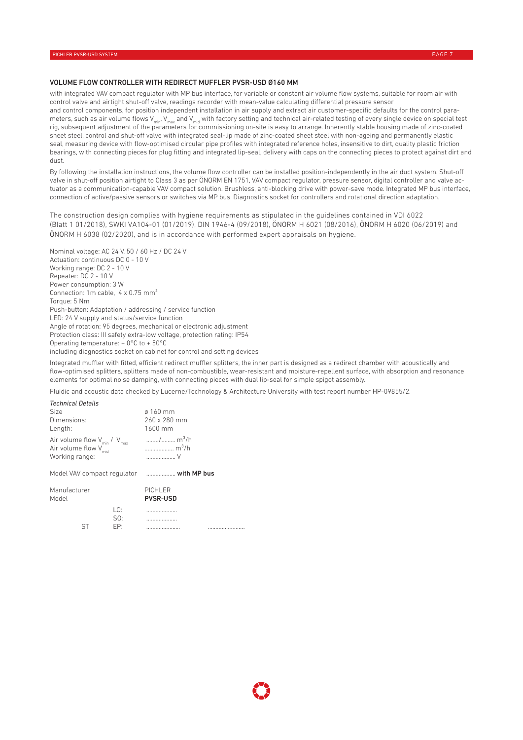## VOLUME FLOW CONTROLLER WITH REDIRECT MUFFLER PVSR-USD Ø160 MM

with integrated VAV compact regulator with MP bus interface, for variable or constant air volume flow systems, suitable for room air with control valve and airtight shut-off valve, readings recorder with mean-value calculating differential pressure sensor and control components, for position independent installation in air supply and extract air customer-specific defaults for the control parameters, such as air volume flows $V_{min}$, $V_{max}$ and $V_{mid}$ with factory setting and technical air-related testing of every single device on special test rig, subsequent adjustment of the parameters for commissioning on-site is easy to arrange. Inherently stable housing made of zinc-coated sheet steel, control and shut-off valve with integrated seal-lip made of zinc-coated sheet steel with non-ageing and permanently elastic seal, measuring device with flow-optimised circular pipe profiles with integrated reference holes, insensitive to dirt, quality plastic friction bearings, with connecting pieces for plug fitting and integrated lip-seal, delivery with caps on the connecting pieces to protect against dirt and dust.

By following the installation instructions, the volume flow controller can be installed position-independently in the air duct system. Shut-off valve in shut-off position airtight to Class 3 as per ÖNORM EN 1751, VAV compact regulator, pressure sensor, digital controller and valve actuator as a communication-capable VAV compact solution. Brushless, anti-blocking drive with power-save mode. Integrated MP bus interface, connection of active/passive sensors or switches via MP bus. Diagnostics socket for controllers and rotational direction adaptation.

The construction design complies with hygiene requirements as stipulated in the guidelines contained in VDI 6022 (Blatt 1 01/2018), SWKI VA104-01 (01/2019), DIN 1946-4 (09/2018), ÖNORM H 6021 (08/2016), ÖNORM H 6020 (06/2019) and ÖNORM H 6038 (02/2020), and is in accordance with performed expert appraisals on hygiene.

Nominal voltage: AC 24 V, 50 / 60 Hz / DC 24 V
Actuation: continuous DC 0 - 10 V
Working range: DC 2 - 10 V
Repeater: DC 2 - 10 V
Power consumption: 3 W
Connection: 1m cable, 4 x 0.75 mm²
Torque: 5 Nm
Push-button: Adaptation / addressing / service function
LED: 24 V supply and status/service function
Angle of rotation: 95 degrees, mechanical or electronic adjustment
Protection class: III safety extra-low voltage, protection rating: IP54
Operating temperature: + 0°C to + 50°C
including diagnostics socket on cabinet for control and setting devices

Integrated muffler with fitted, efficient redirect muffler splitters, the inner part is designed as a redirect chamber with acoustically and flow-optimised splitters, splitters made of non-combustible, wear-resistant and moisture-repellent surface, with absorption and resonance elements for optimal noise damping, with connecting pieces with dual lip-seal for simple spigot assembly.

Fluidic and acoustic data checked by Lucerne/Technology & Architecture University with test report number HP-09855/2.

*Technical Details*

| | |
|---|---|
| Size | ø 160 mm |
| Dimensions: | 260 x 280 mm |
| Length: | 1600 mm |
| Air volume flow $V_{min}$ / $V_{max}$ | ......../......... m³/h |
| Air volume flow $V_{mid}$ | .................. m³/h |
| Working range: | .................. V |
| Model VAV compact regulator | .................. **with MP bus** |
| Manufacturer | PICHLER |
| Model | **PVSR-USD** |

| | | | |
|---|---|---|---|
| | LO: | .................... | |
| | SO: | .................... | |
| ST | EP: | ..................... | ........................ |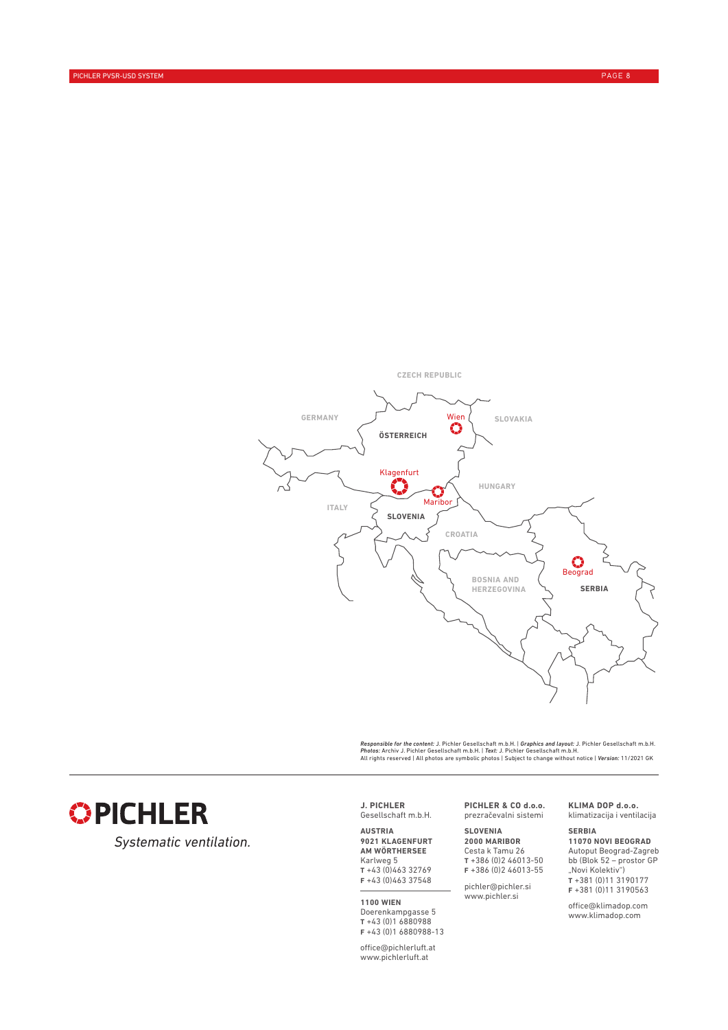CZECH REPUBLIC

GERMANY

Wien

SLOVAKIA

ÖSTERREICH

Klagenfurt

HUNGARY

Maribor

ITALY

SLOVENIA

CROATIA

Beograd

BOSNIA AND HERZEGOVINA

SERBIA

***Responsible for the content:*** J. Pichler Gesellschaft m.b.H. | ***Graphics and layout:*** J. Pichler Gesellschaft m.b.H.
***Photos:*** Archiv J. Pichler Gesellschaft m.b.H. | ***Text:*** J. Pichler Gesellschaft m.b.H.
All rights reserved | All photos are symbolic photos | Subject to change without notice | ***Version:*** 11/2021 GK

**PICHLER**

*Systematic ventilation.*

**J. PICHLER**
Gesellschaft m.b.H.

**AUSTRIA**
**9021 KLAGENFURT AM WÖRTHERSEE**
Karlweg 5
**T** +43 (0)463 32769
**F** +43 (0)463 37548

**1100 WIEN**
Doerenkampgasse 5
**T** +43 (0)1 6880988
**F** +43 (0)1 6880988-13

office@pichlerluft.at
www.pichlerluft.at

**PICHLER & CO d.o.o.**
prezračevalni sistemi

**SLOVENIA**
**2000 MARIBOR**
Cesta k Tamu 26
**T** +386 (0)2 46013-50
**F** +386 (0)2 46013-55

pichler@pichler.si
www.pichler.si

**KLIMA DOP d.o.o.**
klimatizacija i ventilacija

**SERBIA**
**11070 NOVI BEOGRAD**
Autoput Beograd-Zagreb
bb (Blok 52 – prostor GP „Novi Kolektiv")
**T** +381 (0)11 3190177
**F** +381 (0)11 3190563

office@klimadop.com
www.klimadop.com